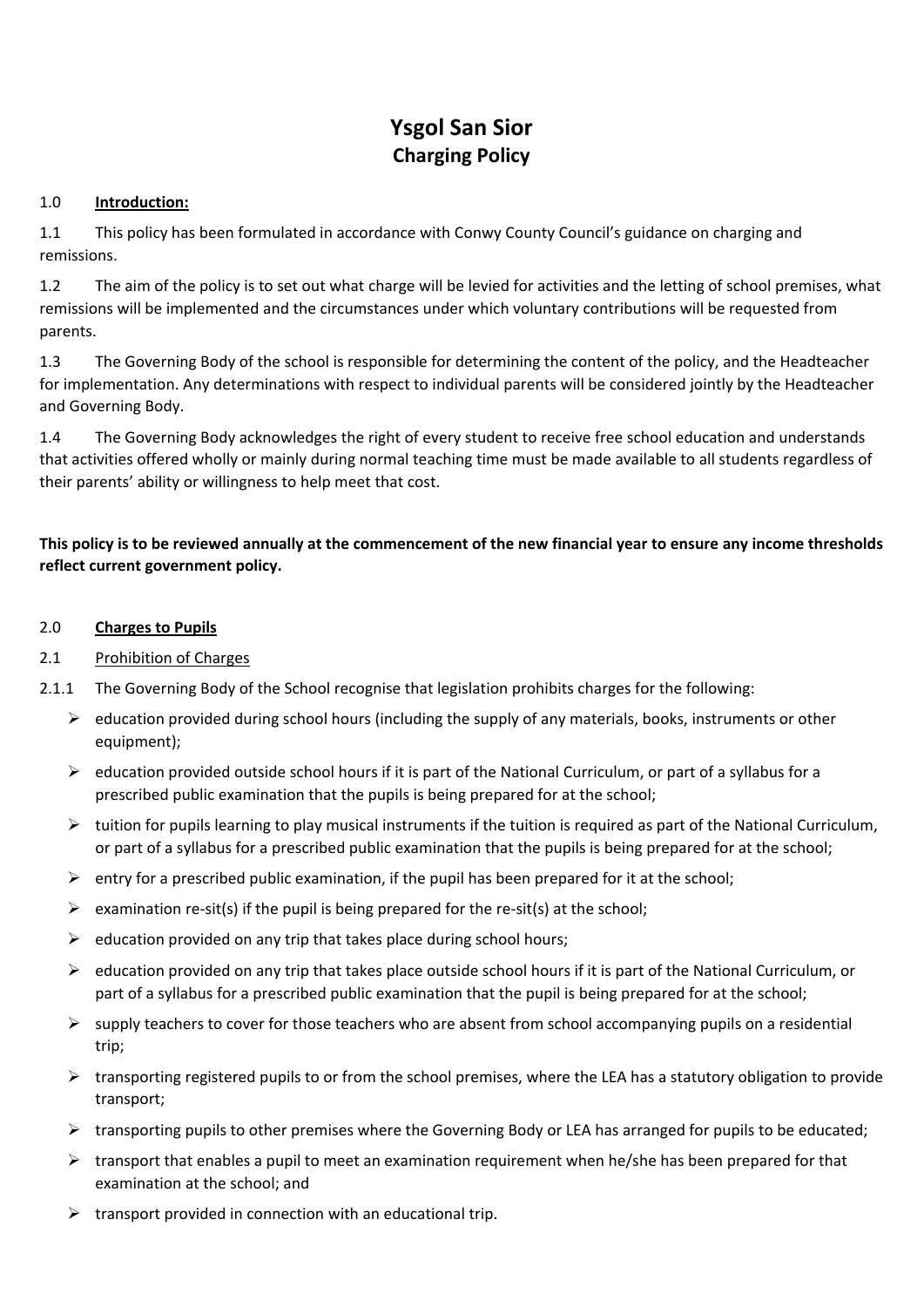# Ysgol San Sior
## Charging Policy

1.0 **<u>Introduction:</u>**

1.1 This policy has been formulated in accordance with Conwy County Council's guidance on charging and remissions.

1.2 The aim of the policy is to set out what charge will be levied for activities and the letting of school premises, what remissions will be implemented and the circumstances under which voluntary contributions will be requested from parents.

1.3 The Governing Body of the school is responsible for determining the content of the policy, and the Headteacher for implementation. Any determinations with respect to individual parents will be considered jointly by the Headteacher and Governing Body.

1.4 The Governing Body acknowledges the right of every student to receive free school education and understands that activities offered wholly or mainly during normal teaching time must be made available to all students regardless of their parents' ability or willingness to help meet that cost.

**This policy is to be reviewed annually at the commencement of the new financial year to ensure any income thresholds reflect current government policy.**

2.0 **<u>Charges to Pupils</u>**

2.1 <u>Prohibition of Charges</u>

2.1.1 The Governing Body of the School recognise that legislation prohibits charges for the following:

- education provided during school hours (including the supply of any materials, books, instruments or other equipment);
- education provided outside school hours if it is part of the National Curriculum, or part of a syllabus for a prescribed public examination that the pupils is being prepared for at the school;
- tuition for pupils learning to play musical instruments if the tuition is required as part of the National Curriculum, or part of a syllabus for a prescribed public examination that the pupils is being prepared for at the school;
- entry for a prescribed public examination, if the pupil has been prepared for it at the school;
- examination re-sit(s) if the pupil is being prepared for the re-sit(s) at the school;
- education provided on any trip that takes place during school hours;
- education provided on any trip that takes place outside school hours if it is part of the National Curriculum, or part of a syllabus for a prescribed public examination that the pupil is being prepared for at the school;
- supply teachers to cover for those teachers who are absent from school accompanying pupils on a residential trip;
- transporting registered pupils to or from the school premises, where the LEA has a statutory obligation to provide transport;
- transporting pupils to other premises where the Governing Body or LEA has arranged for pupils to be educated;
- transport that enables a pupil to meet an examination requirement when he/she has been prepared for that examination at the school; and
- transport provided in connection with an educational trip.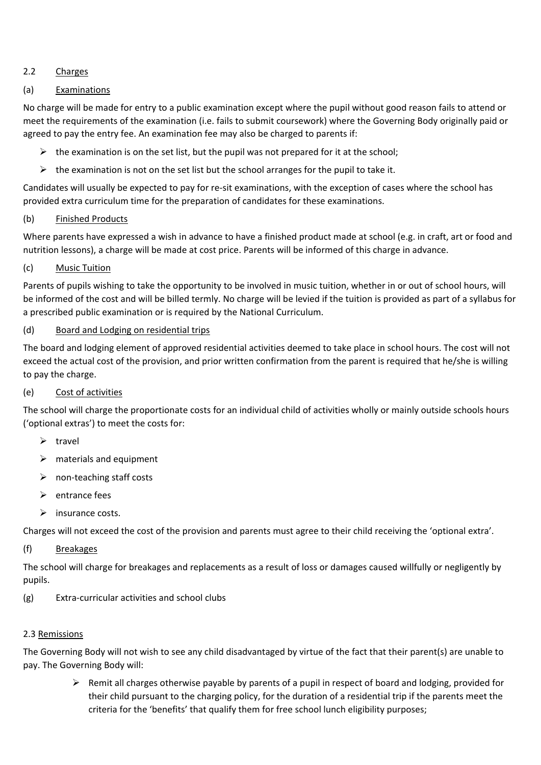## 2.2 Charges

### (a) Examinations

No charge will be made for entry to a public examination except where the pupil without good reason fails to attend or meet the requirements of the examination (i.e. fails to submit coursework) where the Governing Body originally paid or agreed to pay the entry fee. An examination fee may also be charged to parents if:

- the examination is on the set list, but the pupil was not prepared for it at the school;
- the examination is not on the set list but the school arranges for the pupil to take it.

Candidates will usually be expected to pay for re-sit examinations, with the exception of cases where the school has provided extra curriculum time for the preparation of candidates for these examinations.

### (b) Finished Products

Where parents have expressed a wish in advance to have a finished product made at school (e.g. in craft, art or food and nutrition lessons), a charge will be made at cost price. Parents will be informed of this charge in advance.

### (c) Music Tuition

Parents of pupils wishing to take the opportunity to be involved in music tuition, whether in or out of school hours, will be informed of the cost and will be billed termly. No charge will be levied if the tuition is provided as part of a syllabus for a prescribed public examination or is required by the National Curriculum.

### (d) Board and Lodging on residential trips

The board and lodging element of approved residential activities deemed to take place in school hours. The cost will not exceed the actual cost of the provision, and prior written confirmation from the parent is required that he/she is willing to pay the charge.

### (e) Cost of activities

The school will charge the proportionate costs for an individual child of activities wholly or mainly outside schools hours ('optional extras') to meet the costs for:

- travel
- materials and equipment
- non-teaching staff costs
- entrance fees
- insurance costs.

Charges will not exceed the cost of the provision and parents must agree to their child receiving the 'optional extra'.

### (f) Breakages

The school will charge for breakages and replacements as a result of loss or damages caused willfully or negligently by pupils.

### (g) Extra-curricular activities and school clubs

## 2.3 Remissions

The Governing Body will not wish to see any child disadvantaged by virtue of the fact that their parent(s) are unable to pay. The Governing Body will:

- Remit all charges otherwise payable by parents of a pupil in respect of board and lodging, provided for their child pursuant to the charging policy, for the duration of a residential trip if the parents meet the criteria for the 'benefits' that qualify them for free school lunch eligibility purposes;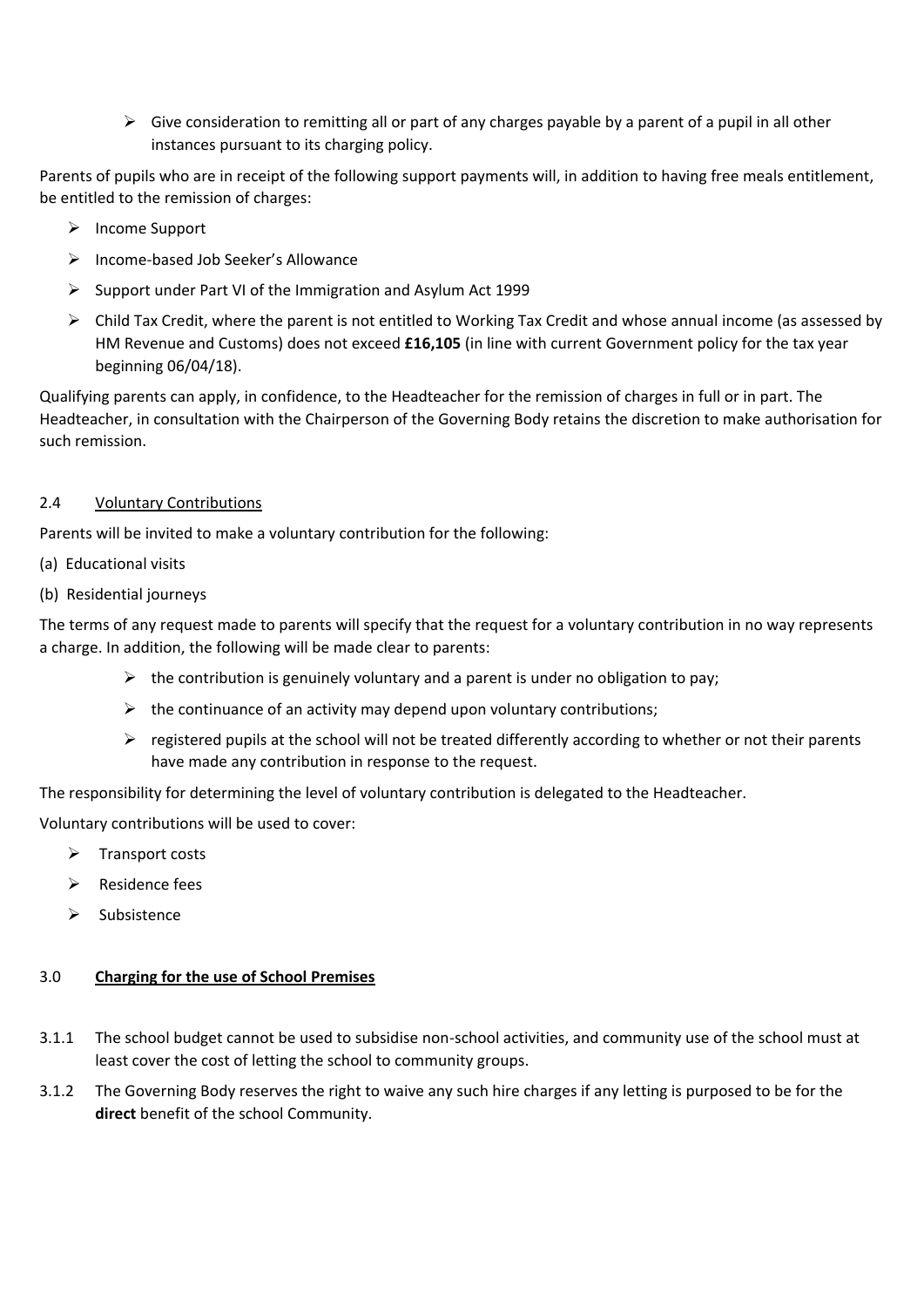- Give consideration to remitting all or part of any charges payable by a parent of a pupil in all other instances pursuant to its charging policy.

Parents of pupils who are in receipt of the following support payments will, in addition to having free meals entitlement, be entitled to the remission of charges:

- Income Support
- Income-based Job Seeker's Allowance
- Support under Part VI of the Immigration and Asylum Act 1999
- Child Tax Credit, where the parent is not entitled to Working Tax Credit and whose annual income (as assessed by HM Revenue and Customs) does not exceed **£16,105** (in line with current Government policy for the tax year beginning 06/04/18).

Qualifying parents can apply, in confidence, to the Headteacher for the remission of charges in full or in part. The Headteacher, in consultation with the Chairperson of the Governing Body retains the discretion to make authorisation for such remission.

### 2.4 Voluntary Contributions

Parents will be invited to make a voluntary contribution for the following:

(a) Educational visits

(b) Residential journeys

The terms of any request made to parents will specify that the request for a voluntary contribution in no way represents a charge. In addition, the following will be made clear to parents:

- the contribution is genuinely voluntary and a parent is under no obligation to pay;
- the continuance of an activity may depend upon voluntary contributions;
- registered pupils at the school will not be treated differently according to whether or not their parents have made any contribution in response to the request.

The responsibility for determining the level of voluntary contribution is delegated to the Headteacher.

Voluntary contributions will be used to cover:

- Transport costs
- Residence fees
- Subsistence

## 3.0 Charging for the use of School Premises

3.1.1 The school budget cannot be used to subsidise non-school activities, and community use of the school must at least cover the cost of letting the school to community groups.

3.1.2 The Governing Body reserves the right to waive any such hire charges if any letting is purposed to be for the **direct** benefit of the school Community.